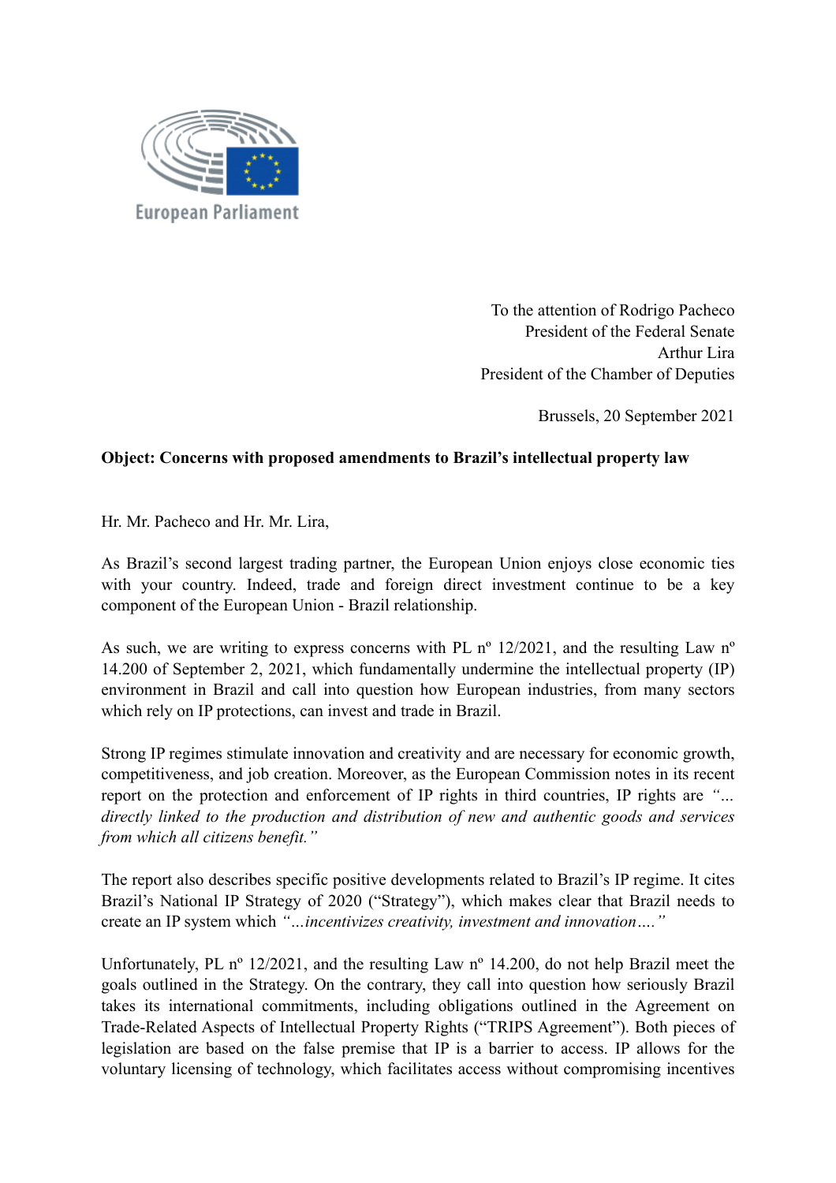European Parliament

To the attention of Rodrigo Pacheco
President of the Federal Senate
Arthur Lira
President of the Chamber of Deputies

Brussels, 20 September 2021

**Object: Concerns with proposed amendments to Brazil's intellectual property law**

Hr. Mr. Pacheco and Hr. Mr. Lira,

As Brazil's second largest trading partner, the European Union enjoys close economic ties with your country. Indeed, trade and foreign direct investment continue to be a key component of the European Union - Brazil relationship.

As such, we are writing to express concerns with PL nº 12/2021, and the resulting Law nº 14.200 of September 2, 2021, which fundamentally undermine the intellectual property (IP) environment in Brazil and call into question how European industries, from many sectors which rely on IP protections, can invest and trade in Brazil.

Strong IP regimes stimulate innovation and creativity and are necessary for economic growth, competitiveness, and job creation. Moreover, as the European Commission notes in its recent report on the protection and enforcement of IP rights in third countries, IP rights are *"... directly linked to the production and distribution of new and authentic goods and services from which all citizens benefit."*

The report also describes specific positive developments related to Brazil's IP regime. It cites Brazil's National IP Strategy of 2020 ("Strategy"), which makes clear that Brazil needs to create an IP system which *"...incentivizes creativity, investment and innovation…."*

Unfortunately, PL nº 12/2021, and the resulting Law nº 14.200, do not help Brazil meet the goals outlined in the Strategy. On the contrary, they call into question how seriously Brazil takes its international commitments, including obligations outlined in the Agreement on Trade-Related Aspects of Intellectual Property Rights ("TRIPS Agreement"). Both pieces of legislation are based on the false premise that IP is a barrier to access. IP allows for the voluntary licensing of technology, which facilitates access without compromising incentives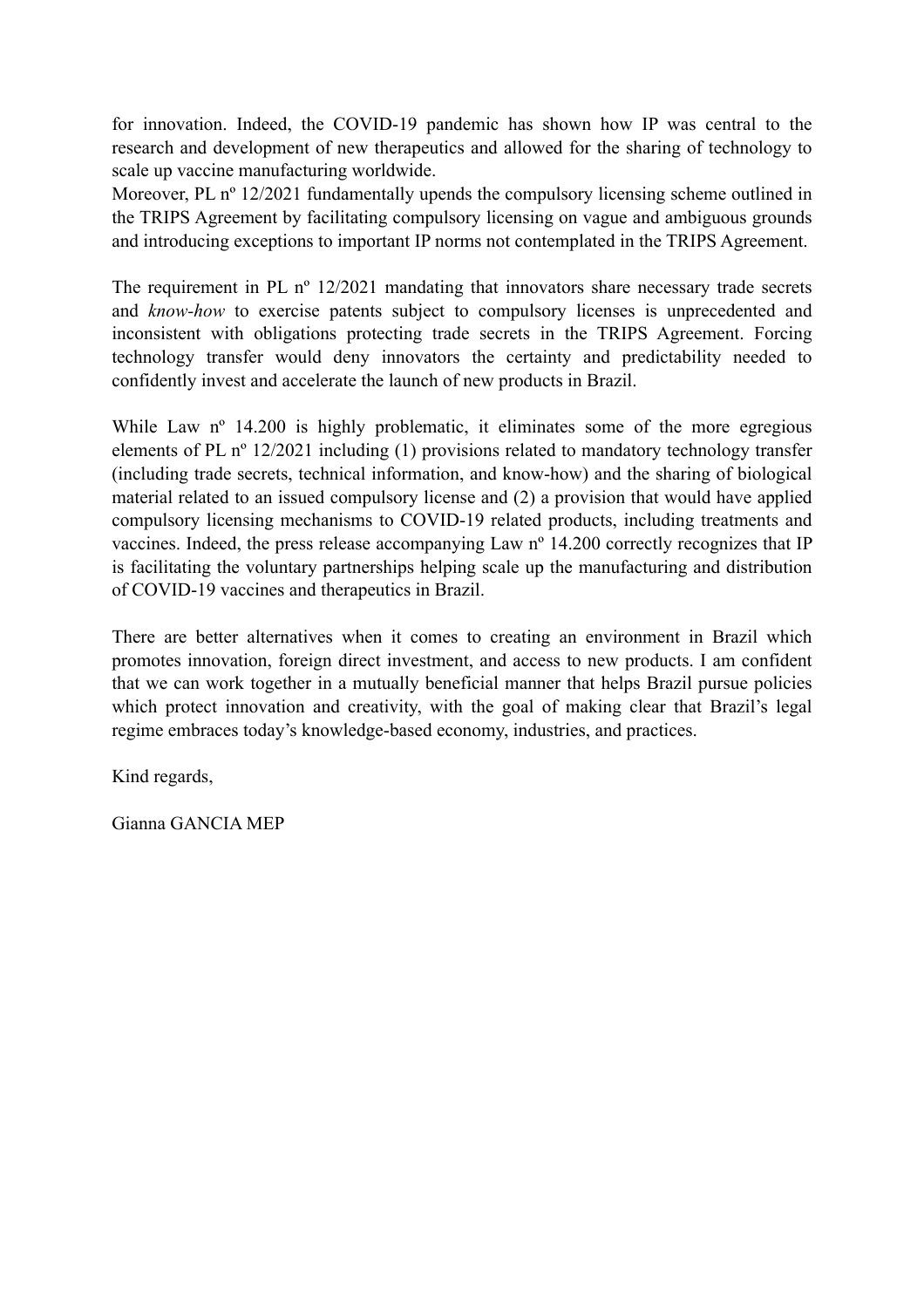for innovation. Indeed, the COVID-19 pandemic has shown how IP was central to the research and development of new therapeutics and allowed for the sharing of technology to scale up vaccine manufacturing worldwide.

Moreover, PL nº 12/2021 fundamentally upends the compulsory licensing scheme outlined in the TRIPS Agreement by facilitating compulsory licensing on vague and ambiguous grounds and introducing exceptions to important IP norms not contemplated in the TRIPS Agreement.

The requirement in PL nº 12/2021 mandating that innovators share necessary trade secrets and *know-how* to exercise patents subject to compulsory licenses is unprecedented and inconsistent with obligations protecting trade secrets in the TRIPS Agreement. Forcing technology transfer would deny innovators the certainty and predictability needed to confidently invest and accelerate the launch of new products in Brazil.

While Law nº 14.200 is highly problematic, it eliminates some of the more egregious elements of PL nº 12/2021 including (1) provisions related to mandatory technology transfer (including trade secrets, technical information, and know-how) and the sharing of biological material related to an issued compulsory license and (2) a provision that would have applied compulsory licensing mechanisms to COVID-19 related products, including treatments and vaccines. Indeed, the press release accompanying Law nº 14.200 correctly recognizes that IP is facilitating the voluntary partnerships helping scale up the manufacturing and distribution of COVID-19 vaccines and therapeutics in Brazil.

There are better alternatives when it comes to creating an environment in Brazil which promotes innovation, foreign direct investment, and access to new products. I am confident that we can work together in a mutually beneficial manner that helps Brazil pursue policies which protect innovation and creativity, with the goal of making clear that Brazil's legal regime embraces today's knowledge-based economy, industries, and practices.

Kind regards,

Gianna GANCIA MEP